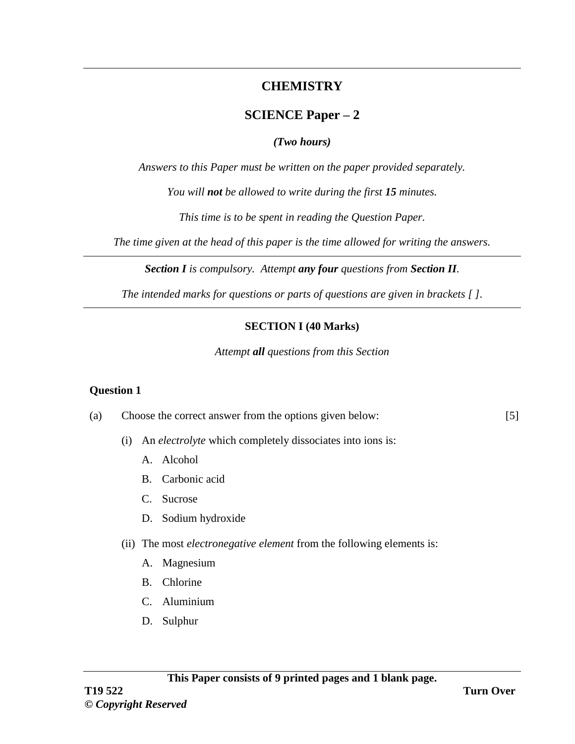# CHEMISTRY

## SCIENCE Paper – 2

***(Two hours)***

*Answers to this Paper must be written on the paper provided separately.*

*You will **not** be allowed to write during the first **15** minutes.*

*This time is to be spent in reading the Question Paper.*

*The time given at the head of this paper is the time allowed for writing the answers.*

---

***Section I** is compulsory. Attempt **any four** questions from **Section II**.*

*The intended marks for questions or parts of questions are given in brackets [ ].*

---

### SECTION I (40 Marks)

*Attempt **all** questions from this Section*

**Question 1**

(a) Choose the correct answer from the options given below: [5]

(i) An *electrolyte* which completely dissociates into ions is:

A. Alcohol

B. Carbonic acid

C. Sucrose

D. Sodium hydroxide

(ii) The most *electronegative element* from the following elements is:

A. Magnesium

B. Chlorine

C. Aluminium

D. Sulphur

**This Paper consists of 9 printed pages and 1 blank page.**

T19 522

**© *Copyright Reserved***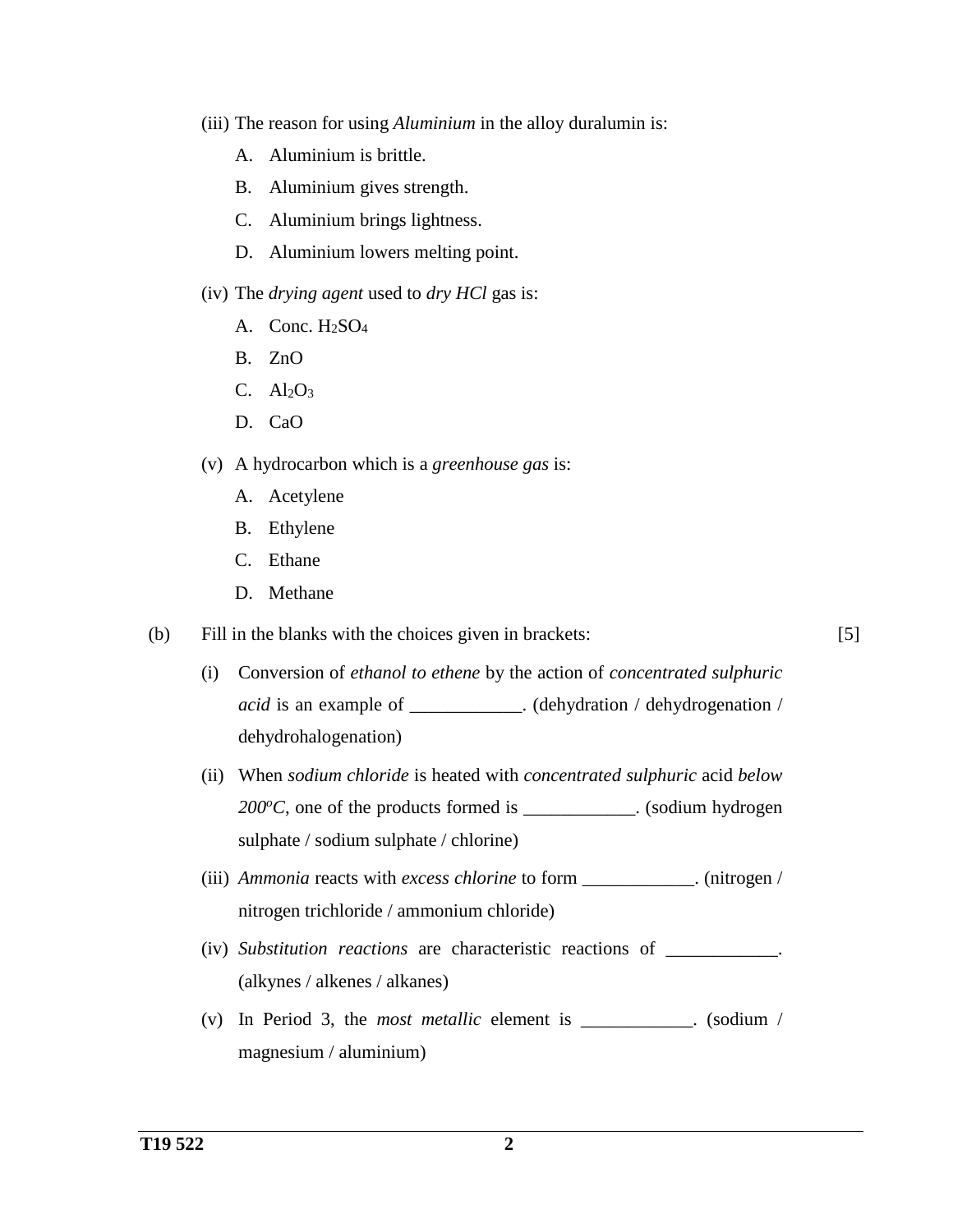(iii) The reason for using *Aluminium* in the alloy duralumin is:

A. Aluminium is brittle.

B. Aluminium gives strength.

C. Aluminium brings lightness.

D. Aluminium lowers melting point.

(iv) The *drying agent* used to *dry HCl* gas is:

A. Conc. $H_2SO_4$

B. ZnO

C. $Al_2O_3$

D. CaO

(v) A hydrocarbon which is a *greenhouse gas* is:

A. Acetylene

B. Ethylene

C. Ethane

D. Methane

(b) Fill in the blanks with the choices given in brackets: [5]

(i) Conversion of *ethanol to ethene* by the action of *concentrated sulphuric acid* is an example of ____________. (dehydration / dehydrogenation / dehydrohalogenation)

(ii) When *sodium chloride* is heated with *concentrated sulphuric* acid *below $200^oC$*, one of the products formed is ____________. (sodium hydrogen sulphate / sodium sulphate / chlorine)

(iii) *Ammonia* reacts with *excess chlorine* to form ____________. (nitrogen / nitrogen trichloride / ammonium chloride)

(iv) *Substitution reactions* are characteristic reactions of ____________. (alkynes / alkenes / alkanes)

(v) In Period 3, the *most metallic* element is ____________. (sodium / magnesium / aluminium)

T19 522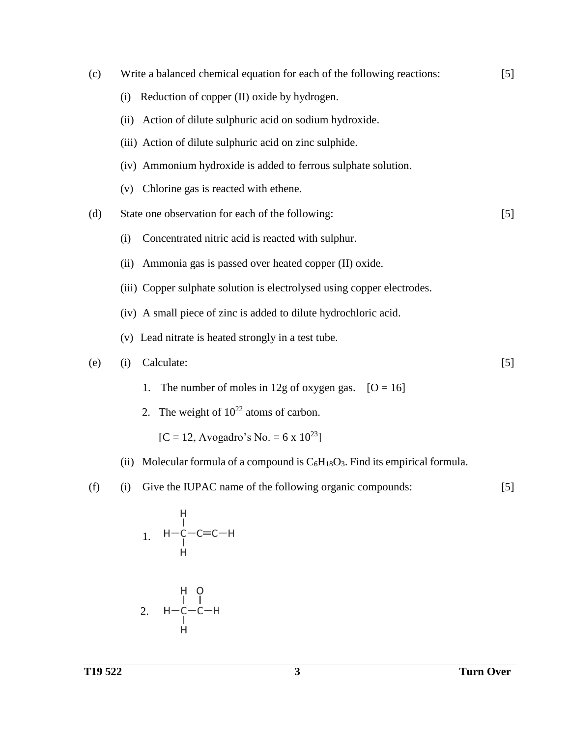(c) Write a balanced chemical equation for each of the following reactions: [5]

(i) Reduction of copper (II) oxide by hydrogen.

(ii) Action of dilute sulphuric acid on sodium hydroxide.

(iii) Action of dilute sulphuric acid on zinc sulphide.

(iv) Ammonium hydroxide is added to ferrous sulphate solution.

(v) Chlorine gas is reacted with ethene.

(d) State one observation for each of the following: [5]

(i) Concentrated nitric acid is reacted with sulphur.

(ii) Ammonia gas is passed over heated copper (II) oxide.

(iii) Copper sulphate solution is electrolysed using copper electrodes.

(iv) A small piece of zinc is added to dilute hydrochloric acid.

(v) Lead nitrate is heated strongly in a test tube.

(e) (i) Calculate: [5]

1. The number of moles in 12g of oxygen gas. [O = 16]

2. The weight of $10^{22}$ atoms of carbon.

[C = 12, Avogadro's No. = $6 \times 10^{23}$]

(ii) Molecular formula of a compound is $C_6H_{18}O_3$. Find its empirical formula.

(f) (i) Give the IUPAC name of the following organic compounds: [5]

1.
```
    H
    |
H — C — C ≡ C — H
    |
    H
```

2.
```
    H   O
    |   ‖
H — C — C — H
    |
    H
```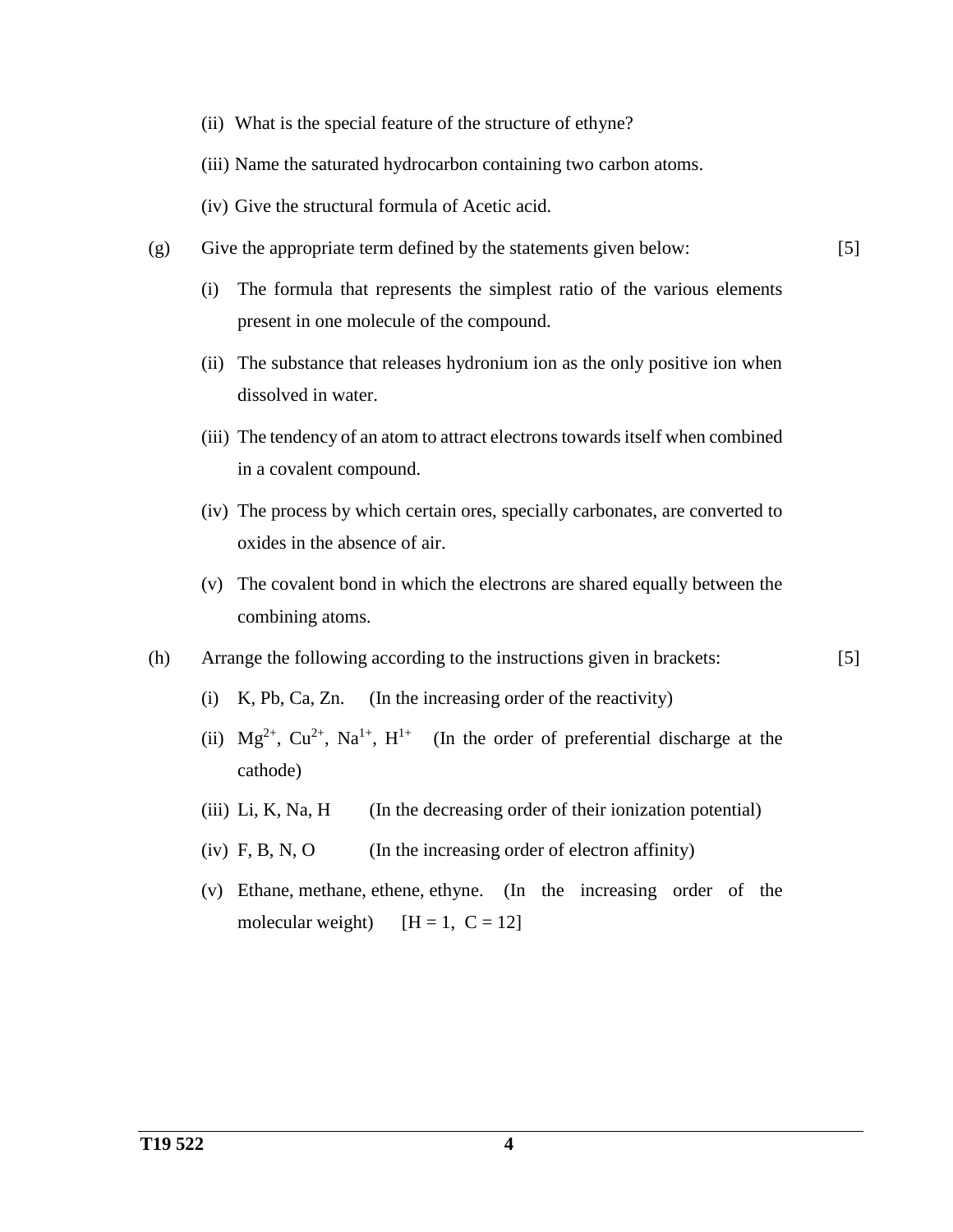(ii) What is the special feature of the structure of ethyne?

(iii) Name the saturated hydrocarbon containing two carbon atoms.

(iv) Give the structural formula of Acetic acid.

(g) Give the appropriate term defined by the statements given below: [5]

(i) The formula that represents the simplest ratio of the various elements present in one molecule of the compound.

(ii) The substance that releases hydronium ion as the only positive ion when dissolved in water.

(iii) The tendency of an atom to attract electrons towards itself when combined in a covalent compound.

(iv) The process by which certain ores, specially carbonates, are converted to oxides in the absence of air.

(v) The covalent bond in which the electrons are shared equally between the combining atoms.

(h) Arrange the following according to the instructions given in brackets: [5]

(i) K, Pb, Ca, Zn. (In the increasing order of the reactivity)

(ii) $Mg^{2+}$, $Cu^{2+}$, $Na^{1+}$, $H^{1+}$ (In the order of preferential discharge at the cathode)

(iii) Li, K, Na, H (In the decreasing order of their ionization potential)

(iv) F, B, N, O (In the increasing order of electron affinity)

(v) Ethane, methane, ethene, ethyne. (In the increasing order of the molecular weight) [H = 1, C = 12]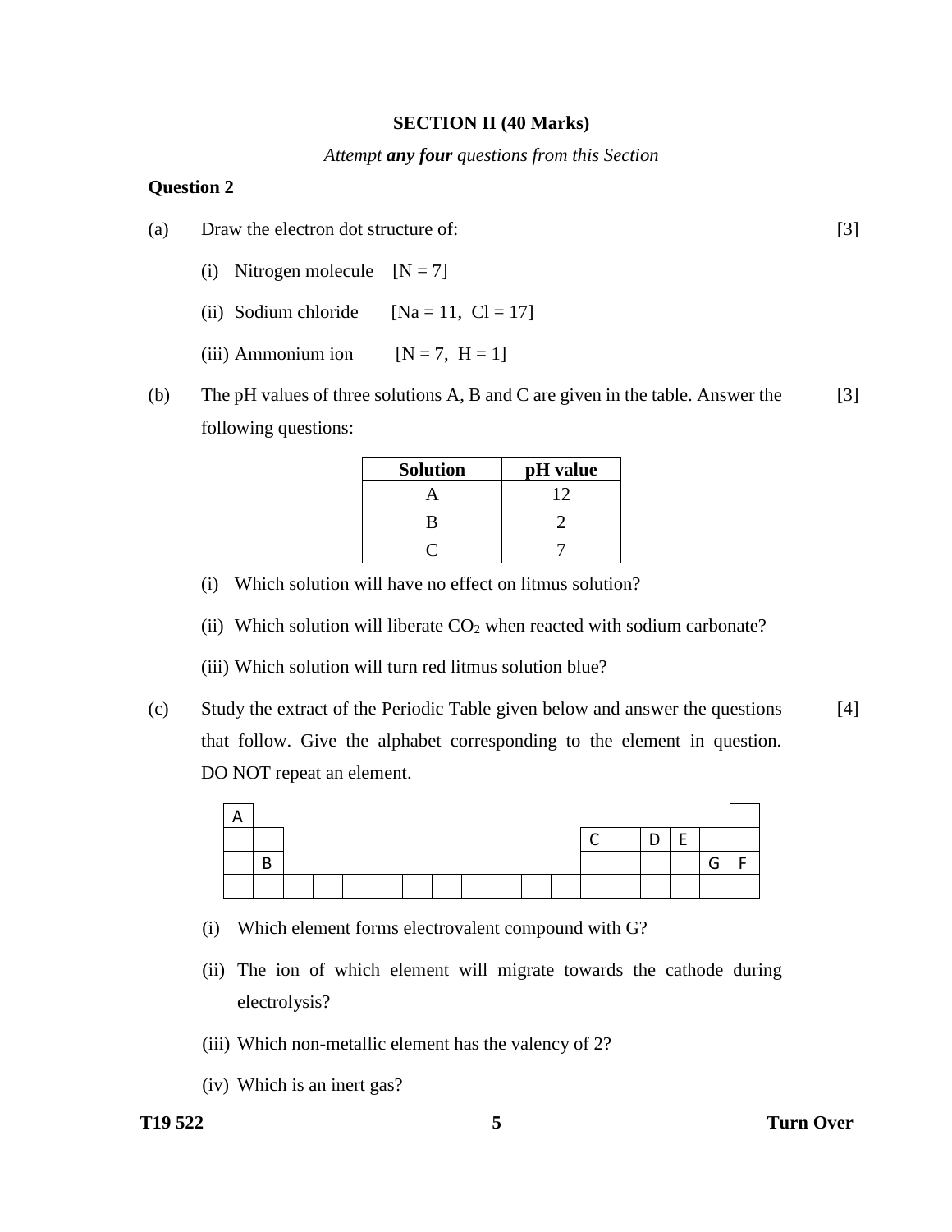## SECTION II (40 Marks)

*Attempt **any four** questions from this Section*

### Question 2

(a) Draw the electron dot structure of: [3]

(i) Nitrogen molecule [N = 7]

(ii) Sodium chloride [Na = 11, Cl = 17]

(iii) Ammonium ion [N = 7, H = 1]

(b) The pH values of three solutions A, B and C are given in the table. Answer the following questions: [3]

| Solution | pH value |
|---|---|
| A | 12 |
| B | 2 |
| C | 7 |

(i) Which solution will have no effect on litmus solution?

(ii) Which solution will liberate $CO_2$ when reacted with sodium carbonate?

(iii) Which solution will turn red litmus solution blue?

(c) Study the extract of the Periodic Table given below and answer the questions that follow. Give the alphabet corresponding to the element in question. DO NOT repeat an element. [4]

| A | | | | | | | | | | | | | | | | | |
|---|---|---|---|---|---|---|---|---|---|---|---|---|---|---|---|---|---|
| | | | | | | | | | | | | C | | D | E | | |
| | B | | | | | | | | | | | | | | | G | F |
| | | | | | | | | | | | | | | | | | |

(i) Which element forms electrovalent compound with G?

(ii) The ion of which element will migrate towards the cathode during electrolysis?

(iii) Which non-metallic element has the valency of 2?

(iv) Which is an inert gas?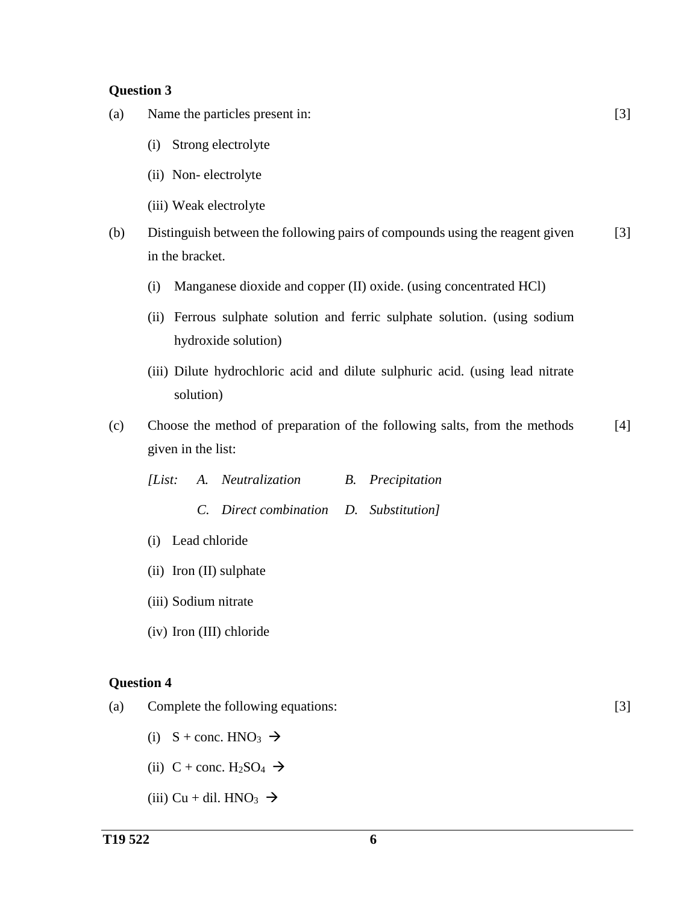**Question 3**

(a) Name the particles present in: [3]

(i) Strong electrolyte

(ii) Non- electrolyte

(iii) Weak electrolyte

(b) Distinguish between the following pairs of compounds using the reagent given in the bracket. [3]

(i) Manganese dioxide and copper (II) oxide. (using concentrated HCl)

(ii) Ferrous sulphate solution and ferric sulphate solution. (using sodium hydroxide solution)

(iii) Dilute hydrochloric acid and dilute sulphuric acid. (using lead nitrate solution)

(c) Choose the method of preparation of the following salts, from the methods given in the list: [4]

*[List: A. Neutralization B. Precipitation*
*C. Direct combination D. Substitution]*

(i) Lead chloride

(ii) Iron (II) sulphate

(iii) Sodium nitrate

(iv) Iron (III) chloride

**Question 4**

(a) Complete the following equations: [3]

(i) $S + \text{conc. } HNO_3 \rightarrow$

(ii) $C + \text{conc. } H_2SO_4 \rightarrow$

(iii) $Cu + \text{dil. } HNO_3 \rightarrow$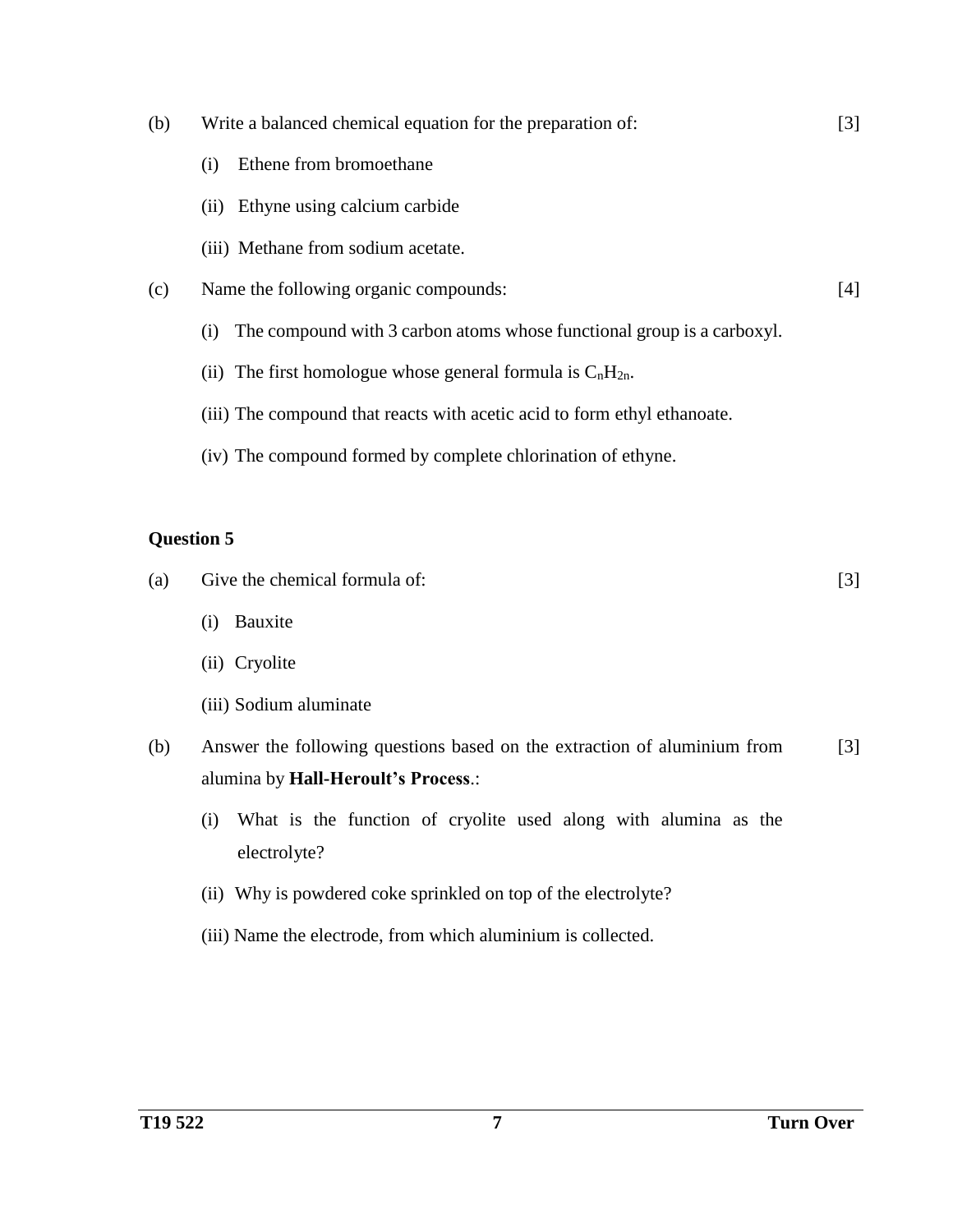(b) Write a balanced chemical equation for the preparation of: [3]

(i) Ethene from bromoethane

(ii) Ethyne using calcium carbide

(iii) Methane from sodium acetate.

(c) Name the following organic compounds: [4]

(i) The compound with 3 carbon atoms whose functional group is a carboxyl.

(ii) The first homologue whose general formula is $C_nH_{2n}$.

(iii) The compound that reacts with acetic acid to form ethyl ethanoate.

(iv) The compound formed by complete chlorination of ethyne.

**Question 5**

(a) Give the chemical formula of: [3]

(i) Bauxite

(ii) Cryolite

(iii) Sodium aluminate

(b) Answer the following questions based on the extraction of aluminium from alumina by **Hall-Heroult's Process**.: [3]

(i) What is the function of cryolite used along with alumina as the electrolyte?

(ii) Why is powdered coke sprinkled on top of the electrolyte?

(iii) Name the electrode, from which aluminium is collected.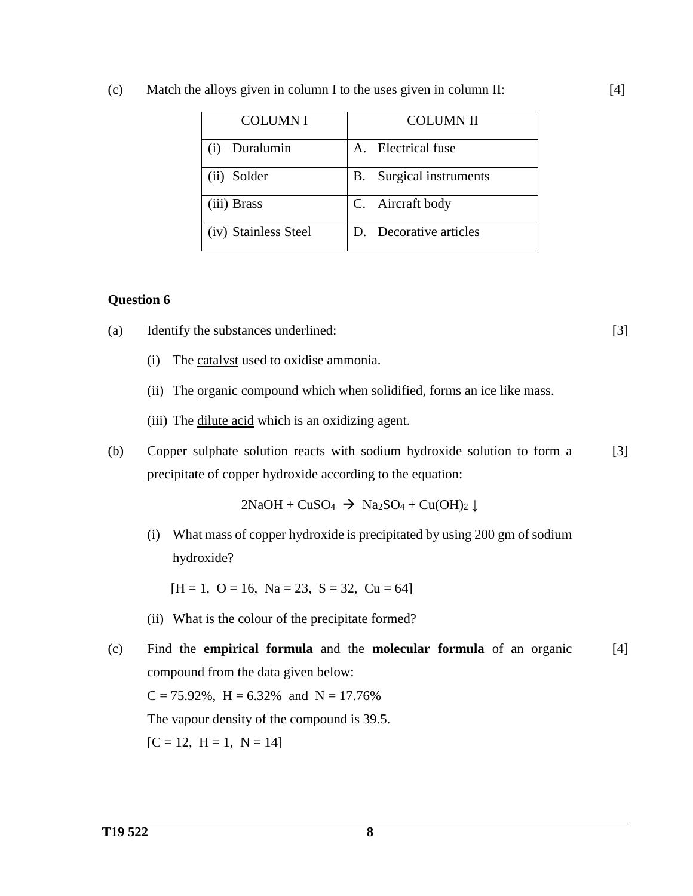(c) Match the alloys given in column I to the uses given in column II: [4]

| COLUMN I | COLUMN II |
|---|---|
| (i) Duralumin | A. Electrical fuse |
| (ii) Solder | B. Surgical instruments |
| (iii) Brass | C. Aircraft body |
| (iv) Stainless Steel | D. Decorative articles |

### Question 6

(a) Identify the substances underlined: [3]

(i) The <u>catalyst</u> used to oxidise ammonia.

(ii) The <u>organic compound</u> which when solidified, forms an ice like mass.

(iii) The <u>dilute acid</u> which is an oxidizing agent.

(b) Copper sulphate solution reacts with sodium hydroxide solution to form a precipitate of copper hydroxide according to the equation: [3]

$$2NaOH + CuSO_4 \rightarrow Na_2SO_4 + Cu(OH)_2 \downarrow$$

(i) What mass of copper hydroxide is precipitated by using 200 gm of sodium hydroxide?

[H = 1, O = 16, Na = 23, S = 32, Cu = 64]

(ii) What is the colour of the precipitate formed?

(c) Find the **empirical formula** and the **molecular formula** of an organic compound from the data given below: [4]

C = 75.92%, H = 6.32% and N = 17.76%

The vapour density of the compound is 39.5.

[C = 12, H = 1, N = 14]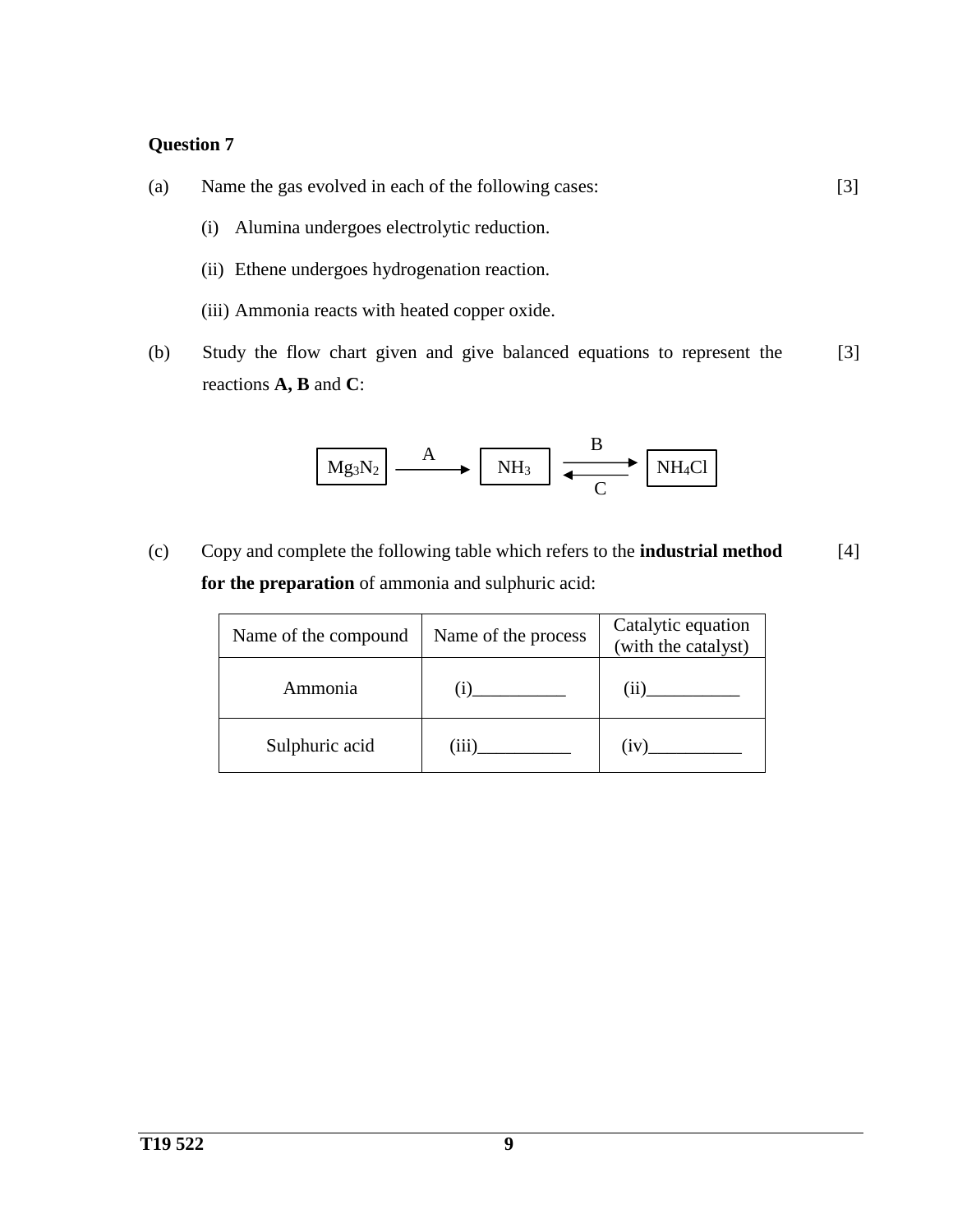**Question 7**

(a) Name the gas evolved in each of the following cases: [3]

(i) Alumina undergoes electrolytic reduction.

(ii) Ethene undergoes hydrogenation reaction.

(iii) Ammonia reacts with heated copper oxide.

(b) Study the flow chart given and give balanced equations to represent the reactions **A, B** and **C**: [3]

$Mg_3N_2$ $\xrightarrow{A}$ $NH_3$ $\underset{C}{\overset{B}{\rightleftarrows}}$ $NH_4Cl$

(c) Copy and complete the following table which refers to the **industrial method for the preparation** of ammonia and sulphuric acid: [4]

| Name of the compound | Name of the process | Catalytic equation (with the catalyst) |
|---|---|---|
| Ammonia | (i)__________ | (ii)__________ |
| Sulphuric acid | (iii)__________ | (iv)__________ |